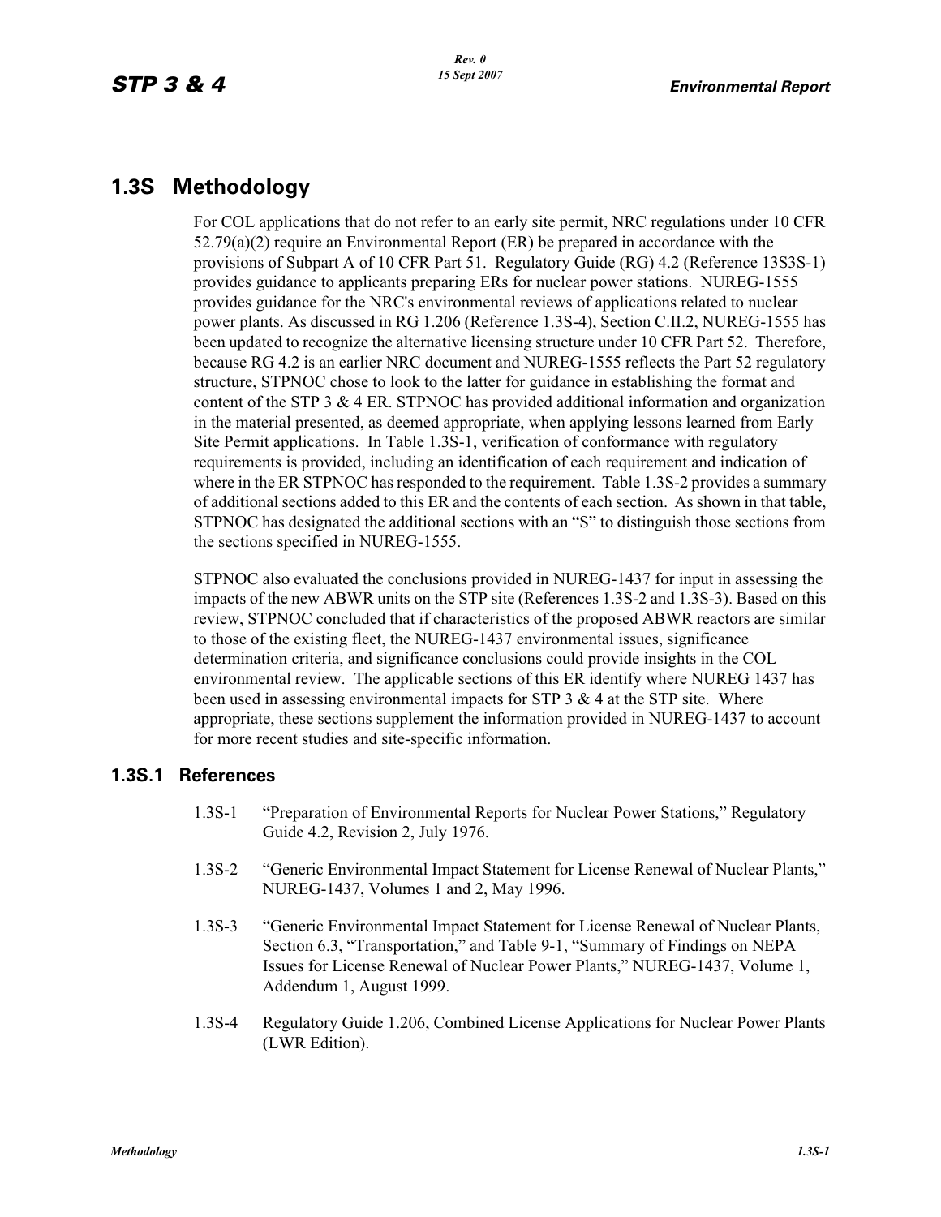# 1.3S Methodology

For COL applications that do not refer to an early site permit, NRC regulations under 10 CFR 52.79(a)(2) require an Environmental Report (ER) be prepared in accordance with the provisions of Subpart A of 10 CFR Part 51. Regulatory Guide (RG) 4.2 (Reference 13S3S-1) provides guidance to applicants preparing ERs for nuclear power stations. NUREG-1555 provides guidance for the NRC's environmental reviews of applications related to nuclear power plants. As discussed in RG 1.206 (Reference 1.3S-4), Section C.II.2, NUREG-1555 has been updated to recognize the alternative licensing structure under 10 CFR Part 52. Therefore, because RG 4.2 is an earlier NRC document and NUREG-1555 reflects the Part 52 regulatory structure, STPNOC chose to look to the latter for guidance in establishing the format and content of the STP 3 & 4 ER. STPNOC has provided additional information and organization in the material presented, as deemed appropriate, when applying lessons learned from Early Site Permit applications. In Table 1.3S-1, verification of conformance with regulatory requirements is provided, including an identification of each requirement and indication of where in the ER STPNOC has responded to the requirement. Table 1.3S-2 provides a summary of additional sections added to this ER and the contents of each section. As shown in that table, STPNOC has designated the additional sections with an "S" to distinguish those sections from the sections specified in NUREG-1555.

STPNOC also evaluated the conclusions provided in NUREG-1437 for input in assessing the impacts of the new ABWR units on the STP site (References 1.3S-2 and 1.3S-3). Based on this review, STPNOC concluded that if characteristics of the proposed ABWR reactors are similar to those of the existing fleet, the NUREG-1437 environmental issues, significance determination criteria, and significance conclusions could provide insights in the COL environmental review. The applicable sections of this ER identify where NUREG 1437 has been used in assessing environmental impacts for STP 3 & 4 at the STP site. Where appropriate, these sections supplement the information provided in NUREG-1437 to account for more recent studies and site-specific information.

## 1.3S.1 References

1.3S-1 "Preparation of Environmental Reports for Nuclear Power Stations," Regulatory Guide 4.2, Revision 2, July 1976.

1.3S-2 "Generic Environmental Impact Statement for License Renewal of Nuclear Plants," NUREG-1437, Volumes 1 and 2, May 1996.

1.3S-3 "Generic Environmental Impact Statement for License Renewal of Nuclear Plants, Section 6.3, "Transportation," and Table 9-1, "Summary of Findings on NEPA Issues for License Renewal of Nuclear Power Plants," NUREG-1437, Volume 1, Addendum 1, August 1999.

1.3S-4 Regulatory Guide 1.206, Combined License Applications for Nuclear Power Plants (LWR Edition).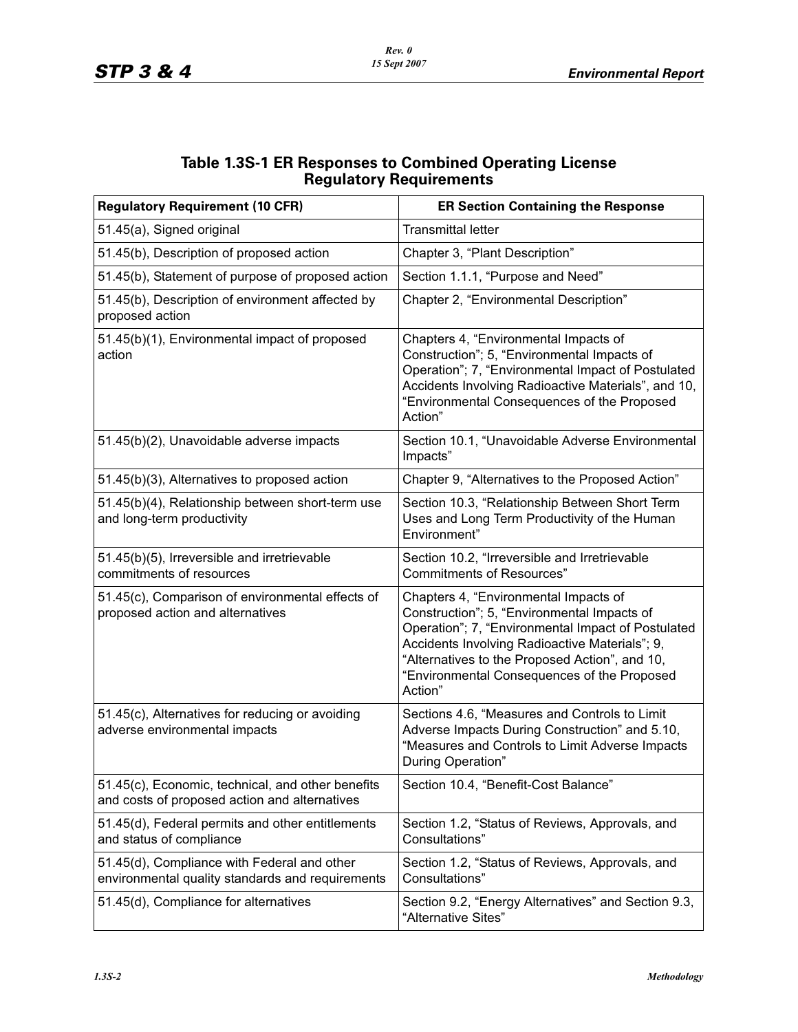## Table 1.3S-1 ER Responses to Combined Operating License Regulatory Requirements

| Regulatory Requirement (10 CFR) | ER Section Containing the Response |
|---|---|
| 51.45(a), Signed original | Transmittal letter |
| 51.45(b), Description of proposed action | Chapter 3, “Plant Description” |
| 51.45(b), Statement of purpose of proposed action | Section 1.1.1, “Purpose and Need” |
| 51.45(b), Description of environment affected by proposed action | Chapter 2, “Environmental Description” |
| 51.45(b)(1), Environmental impact of proposed action | Chapters 4, “Environmental Impacts of Construction”; 5, “Environmental Impacts of Operation”; 7, “Environmental Impact of Postulated Accidents Involving Radioactive Materials”, and 10, “Environmental Consequences of the Proposed Action” |
| 51.45(b)(2), Unavoidable adverse impacts | Section 10.1, “Unavoidable Adverse Environmental Impacts” |
| 51.45(b)(3), Alternatives to proposed action | Chapter 9, “Alternatives to the Proposed Action” |
| 51.45(b)(4), Relationship between short-term use and long-term productivity | Section 10.3, “Relationship Between Short Term Uses and Long Term Productivity of the Human Environment” |
| 51.45(b)(5), Irreversible and irretrievable commitments of resources | Section 10.2, “Irreversible and Irretrievable Commitments of Resources” |
| 51.45(c), Comparison of environmental effects of proposed action and alternatives | Chapters 4, “Environmental Impacts of Construction”; 5, “Environmental Impacts of Operation”; 7, “Environmental Impact of Postulated Accidents Involving Radioactive Materials”; 9, “Alternatives to the Proposed Action”, and 10, “Environmental Consequences of the Proposed Action” |
| 51.45(c), Alternatives for reducing or avoiding adverse environmental impacts | Sections 4.6, “Measures and Controls to Limit Adverse Impacts During Construction” and 5.10, “Measures and Controls to Limit Adverse Impacts During Operation” |
| 51.45(c), Economic, technical, and other benefits and costs of proposed action and alternatives | Section 10.4, “Benefit-Cost Balance” |
| 51.45(d), Federal permits and other entitlements and status of compliance | Section 1.2, “Status of Reviews, Approvals, and Consultations” |
| 51.45(d), Compliance with Federal and other environmental quality standards and requirements | Section 1.2, “Status of Reviews, Approvals, and Consultations” |
| 51.45(d), Compliance for alternatives | Section 9.2, “Energy Alternatives” and Section 9.3, “Alternative Sites” |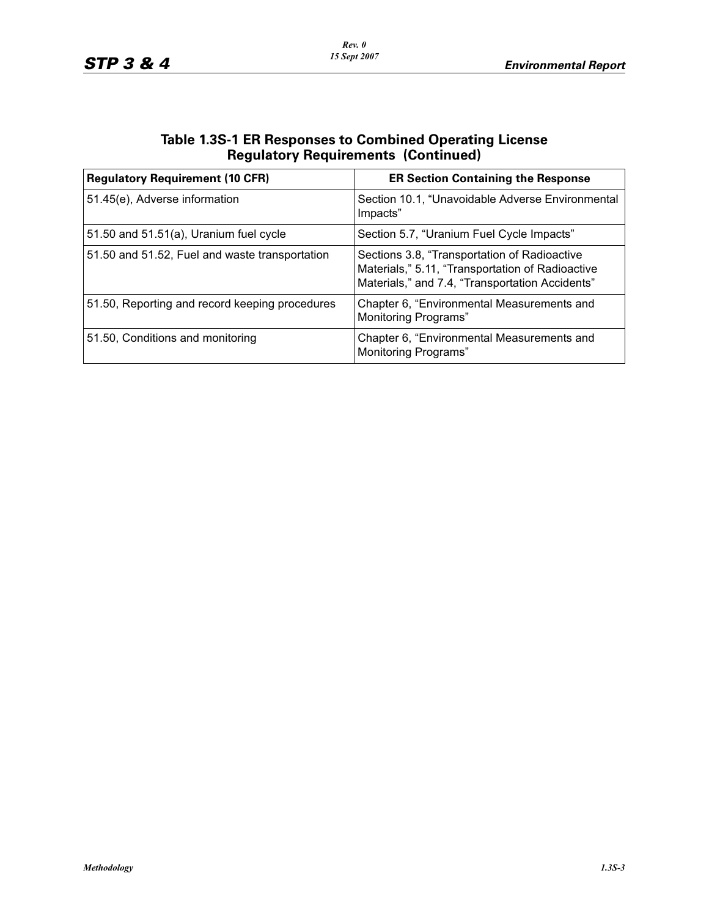## Table 1.3S-1 ER Responses to Combined Operating License Regulatory Requirements (Continued)

| Regulatory Requirement (10 CFR) | ER Section Containing the Response |
|---|---|
| 51.45(e), Adverse information | Section 10.1, “Unavoidable Adverse Environmental Impacts” |
| 51.50 and 51.51(a), Uranium fuel cycle | Section 5.7, “Uranium Fuel Cycle Impacts” |
| 51.50 and 51.52, Fuel and waste transportation | Sections 3.8, “Transportation of Radioactive Materials,” 5.11, “Transportation of Radioactive Materials,” and 7.4, “Transportation Accidents” |
| 51.50, Reporting and record keeping procedures | Chapter 6, “Environmental Measurements and Monitoring Programs” |
| 51.50, Conditions and monitoring | Chapter 6, “Environmental Measurements and Monitoring Programs” |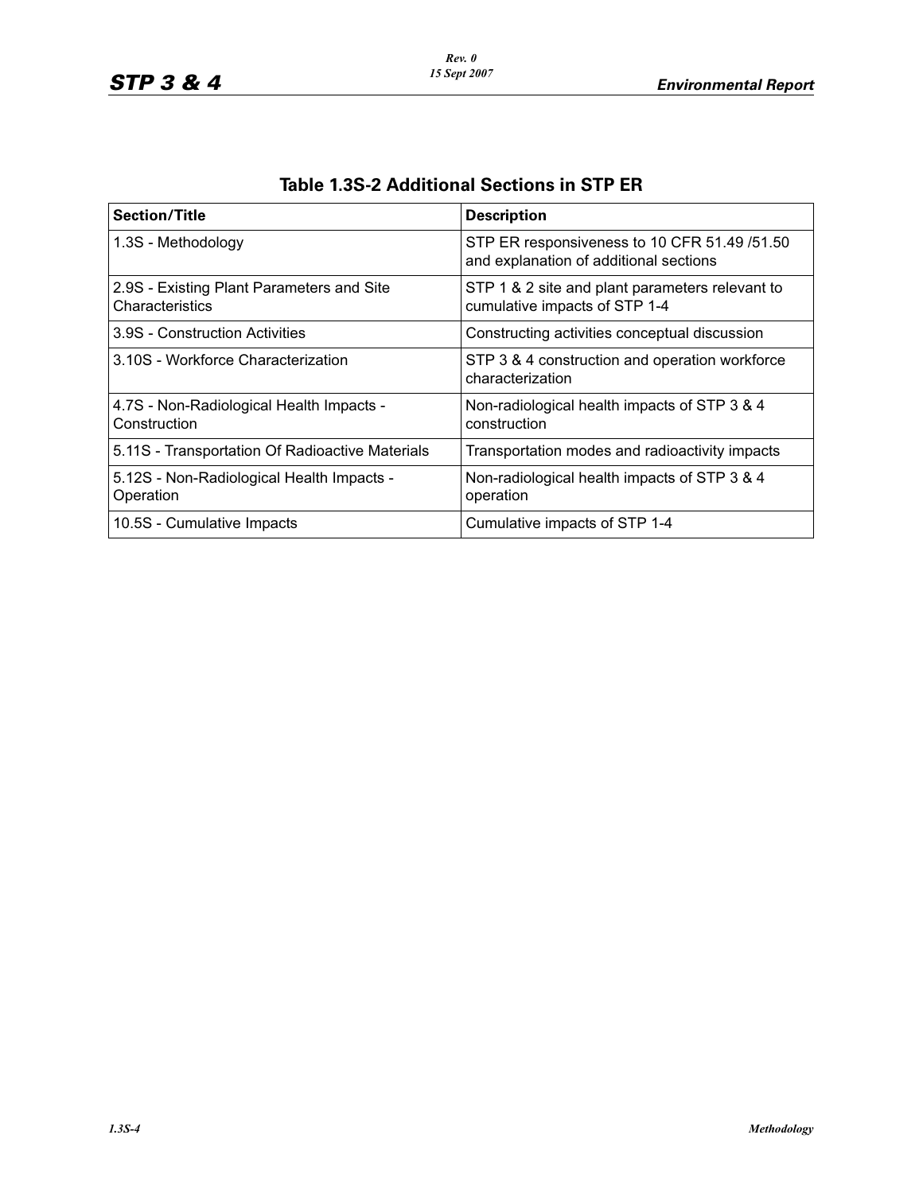## Table 1.3S-2 Additional Sections in STP ER

| Section/Title | Description |
| --- | --- |
| 1.3S - Methodology | STP ER responsiveness to 10 CFR 51.49 /51.50 and explanation of additional sections |
| 2.9S - Existing Plant Parameters and Site Characteristics | STP 1 & 2 site and plant parameters relevant to cumulative impacts of STP 1-4 |
| 3.9S - Construction Activities | Constructing activities conceptual discussion |
| 3.10S - Workforce Characterization | STP 3 & 4 construction and operation workforce characterization |
| 4.7S - Non-Radiological Health Impacts - Construction | Non-radiological health impacts of STP 3 & 4 construction |
| 5.11S - Transportation Of Radioactive Materials | Transportation modes and radioactivity impacts |
| 5.12S - Non-Radiological Health Impacts - Operation | Non-radiological health impacts of STP 3 & 4 operation |
| 10.5S - Cumulative Impacts | Cumulative impacts of STP 1-4 |